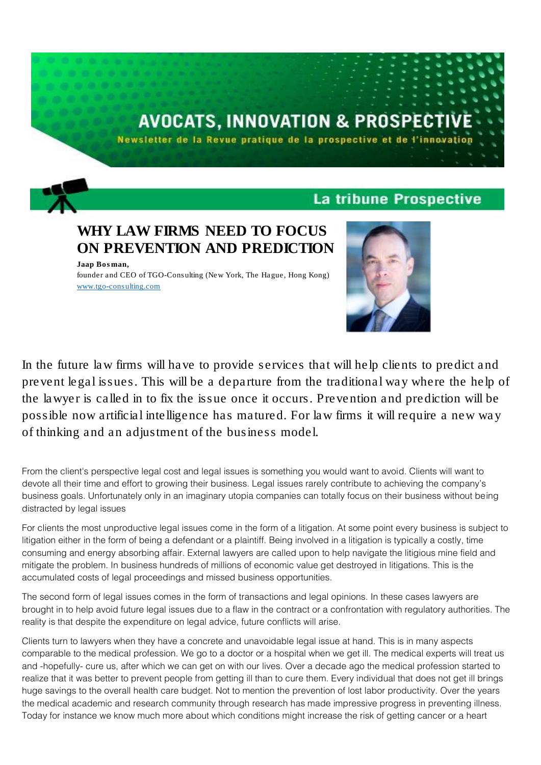# AVOCATS, INNOVATION & PROSPECTIVE

Newsletter de la Revue pratique de la prospective et de l'innovation

La tribune Prospective

## WHY LAW FIRMS NEED TO FOCUS ON PREVENTION AND PREDICTION

**Jaap Bosman,**
founder and CEO of TGO-Consulting (New York, The Hague, Hong Kong)
www.tgo-consulting.com

In the future law firms will have to provide services that will help clients to predict and prevent legal issues. This will be a departure from the traditional way where the help of the lawyer is called in to fix the issue once it occurs. Prevention and prediction will be possible now artificial intelligence has matured. For law firms it will require a new way of thinking and an adjustment of the business model.

From the client's perspective legal cost and legal issues is something you would want to avoid. Clients will want to devote all their time and effort to growing their business. Legal issues rarely contribute to achieving the company's business goals. Unfortunately only in an imaginary utopia companies can totally focus on their business without being distracted by legal issues

For clients the most unproductive legal issues come in the form of a litigation. At some point every business is subject to litigation either in the form of being a defendant or a plaintiff. Being involved in a litigation is typically a costly, time consuming and energy absorbing affair. External lawyers are called upon to help navigate the litigious mine field and mitigate the problem. In business hundreds of millions of economic value get destroyed in litigations. This is the accumulated costs of legal proceedings and missed business opportunities.

The second form of legal issues comes in the form of transactions and legal opinions. In these cases lawyers are brought in to help avoid future legal issues due to a flaw in the contract or a confrontation with regulatory authorities. The reality is that despite the expenditure on legal advice, future conflicts will arise.

Clients turn to lawyers when they have a concrete and unavoidable legal issue at hand. This is in many aspects comparable to the medical profession. We go to a doctor or a hospital when we get ill. The medical experts will treat us and -hopefully- cure us, after which we can get on with our lives. Over a decade ago the medical profession started to realize that it was better to prevent people from getting ill than to cure them. Every individual that does not get ill brings huge savings to the overall health care budget. Not to mention the prevention of lost labor productivity. Over the years the medical academic and research community through research has made impressive progress in preventing illness. Today for instance we know much more about which conditions might increase the risk of getting cancer or a heart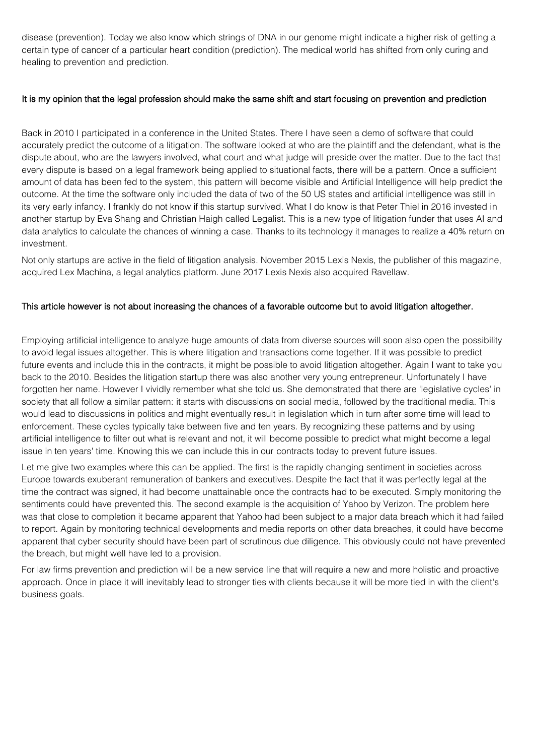disease (prevention). Today we also know which strings of DNA in our genome might indicate a higher risk of getting a certain type of cancer of a particular heart condition (prediction). The medical world has shifted from only curing and healing to prevention and prediction.

#### It is my opinion that the legal profession should make the same shift and start focusing on prevention and prediction

Back in 2010 I participated in a conference in the United States. There I have seen a demo of software that could accurately predict the outcome of a litigation. The software looked at who are the plaintiff and the defendant, what is the dispute about, who are the lawyers involved, what court and what judge will preside over the matter. Due to the fact that every dispute is based on a legal framework being applied to situational facts, there will be a pattern. Once a sufficient amount of data has been fed to the system, this pattern will become visible and Artificial Intelligence will help predict the outcome. At the time the software only included the data of two of the 50 US states and artificial intelligence was still in its very early infancy. I frankly do not know if this startup survived. What I do know is that Peter Thiel in 2016 invested in another startup by Eva Shang and Christian Haigh called Legalist. This is a new type of litigation funder that uses AI and data analytics to calculate the chances of winning a case. Thanks to its technology it manages to realize a 40% return on investment.

Not only startups are active in the field of litigation analysis. November 2015 Lexis Nexis, the publisher of this magazine, acquired Lex Machina, a legal analytics platform. June 2017 Lexis Nexis also acquired Ravellaw.

#### This article however is not about increasing the chances of a favorable outcome but to avoid litigation altogether.

Employing artificial intelligence to analyze huge amounts of data from diverse sources will soon also open the possibility to avoid legal issues altogether. This is where litigation and transactions come together. If it was possible to predict future events and include this in the contracts, it might be possible to avoid litigation altogether. Again I want to take you back to the 2010. Besides the litigation startup there was also another very young entrepreneur. Unfortunately I have forgotten her name. However I vividly remember what she told us. She demonstrated that there are 'legislative cycles' in society that all follow a similar pattern: it starts with discussions on social media, followed by the traditional media. This would lead to discussions in politics and might eventually result in legislation which in turn after some time will lead to enforcement. These cycles typically take between five and ten years. By recognizing these patterns and by using artificial intelligence to filter out what is relevant and not, it will become possible to predict what might become a legal issue in ten years' time. Knowing this we can include this in our contracts today to prevent future issues.

Let me give two examples where this can be applied. The first is the rapidly changing sentiment in societies across Europe towards exuberant remuneration of bankers and executives. Despite the fact that it was perfectly legal at the time the contract was signed, it had become unattainable once the contracts had to be executed. Simply monitoring the sentiments could have prevented this. The second example is the acquisition of Yahoo by Verizon. The problem here was that close to completion it became apparent that Yahoo had been subject to a major data breach which it had failed to report. Again by monitoring technical developments and media reports on other data breaches, it could have become apparent that cyber security should have been part of scrutinous due diligence. This obviously could not have prevented the breach, but might well have led to a provision.

For law firms prevention and prediction will be a new service line that will require a new and more holistic and proactive approach. Once in place it will inevitably lead to stronger ties with clients because it will be more tied in with the client's business goals.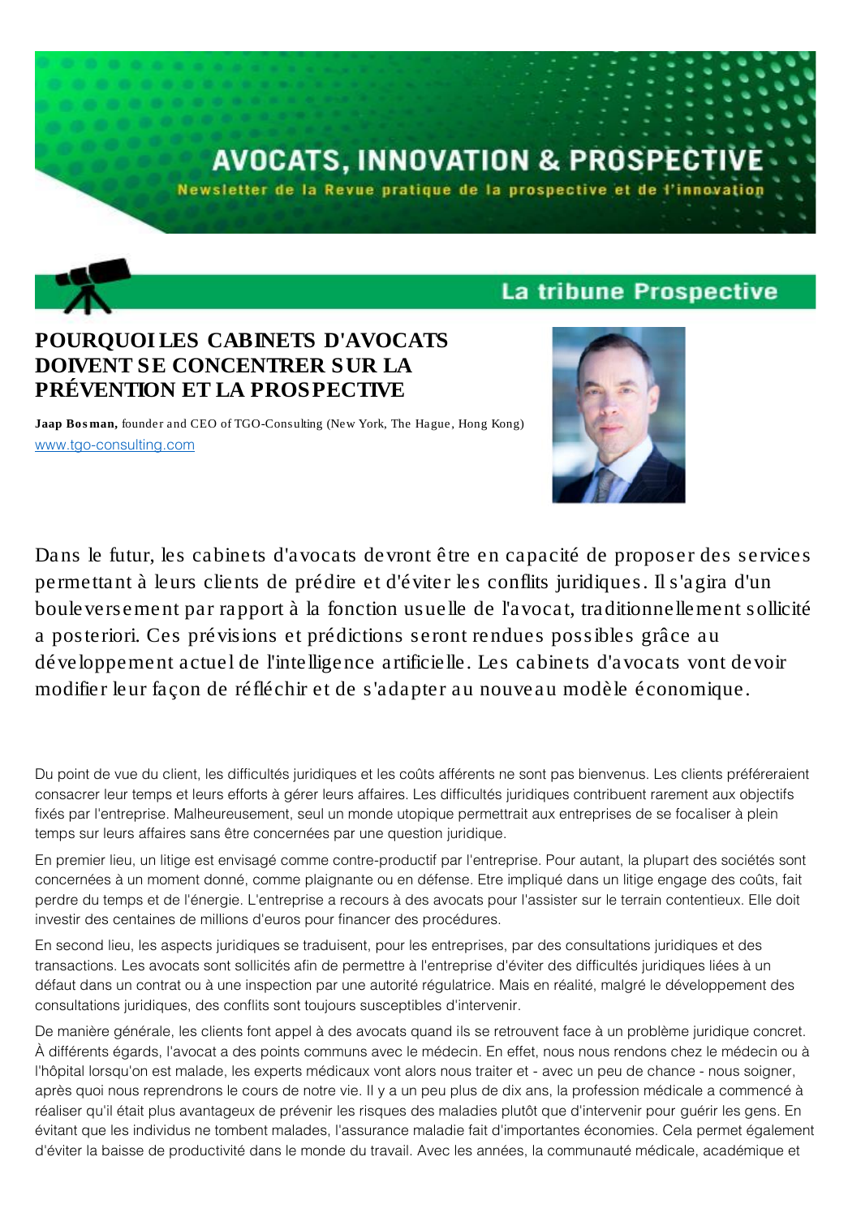AVOCATS, INNOVATION & PROSPECTIVE

Newsletter de la Revue pratique de la prospective et de l'innovation

La tribune Prospective

# POURQUOI LES CABINETS D'AVOCATS DOIVENT SE CONCENTRER SUR LA PRÉVENTION ET LA PROSPECTIVE

**Jaap Bosman,** founder and CEO of TGO-Consulting (New York, The Hague, Hong Kong)
[www.tgo-consulting.com](http://www.tgo-consulting.com)

Dans le futur, les cabinets d'avocats devront être en capacité de proposer des services permettant à leurs clients de prédire et d'éviter les conflits juridiques. Il s'agira d'un bouleversement par rapport à la fonction usuelle de l'avocat, traditionnellement sollicité a posteriori. Ces prévisions et prédictions seront rendues possibles grâce au développement actuel de l'intelligence artificielle. Les cabinets d'avocats vont devoir modifier leur façon de réfléchir et de s'adapter au nouveau modèle économique.

Du point de vue du client, les difficultés juridiques et les coûts afférents ne sont pas bienvenus. Les clients préféreraient consacrer leur temps et leurs efforts à gérer leurs affaires. Les difficultés juridiques contribuent rarement aux objectifs fixés par l'entreprise. Malheureusement, seul un monde utopique permettrait aux entreprises de se focaliser à plein temps sur leurs affaires sans être concernées par une question juridique.

En premier lieu, un litige est envisagé comme contre-productif par l'entreprise. Pour autant, la plupart des sociétés sont concernées à un moment donné, comme plaignante ou en défense. Etre impliqué dans un litige engage des coûts, fait perdre du temps et de l'énergie. L'entreprise a recours à des avocats pour l'assister sur le terrain contentieux. Elle doit investir des centaines de millions d'euros pour financer des procédures.

En second lieu, les aspects juridiques se traduisent, pour les entreprises, par des consultations juridiques et des transactions. Les avocats sont sollicités afin de permettre à l'entreprise d'éviter des difficultés juridiques liées à un défaut dans un contrat ou à une inspection par une autorité régulatrice. Mais en réalité, malgré le développement des consultations juridiques, des conflits sont toujours susceptibles d'intervenir.

De manière générale, les clients font appel à des avocats quand ils se retrouvent face à un problème juridique concret. À différents égards, l'avocat a des points communs avec le médecin. En effet, nous nous rendons chez le médecin ou à l'hôpital lorsqu'on est malade, les experts médicaux vont alors nous traiter et - avec un peu de chance - nous soigner, après quoi nous reprendrons le cours de notre vie. Il y a un peu plus de dix ans, la profession médicale a commencé à réaliser qu'il était plus avantageux de prévenir les risques des maladies plutôt que d'intervenir pour guérir les gens. En évitant que les individus ne tombent malades, l'assurance maladie fait d'importantes économies. Cela permet également d'éviter la baisse de productivité dans le monde du travail. Avec les années, la communauté médicale, académique et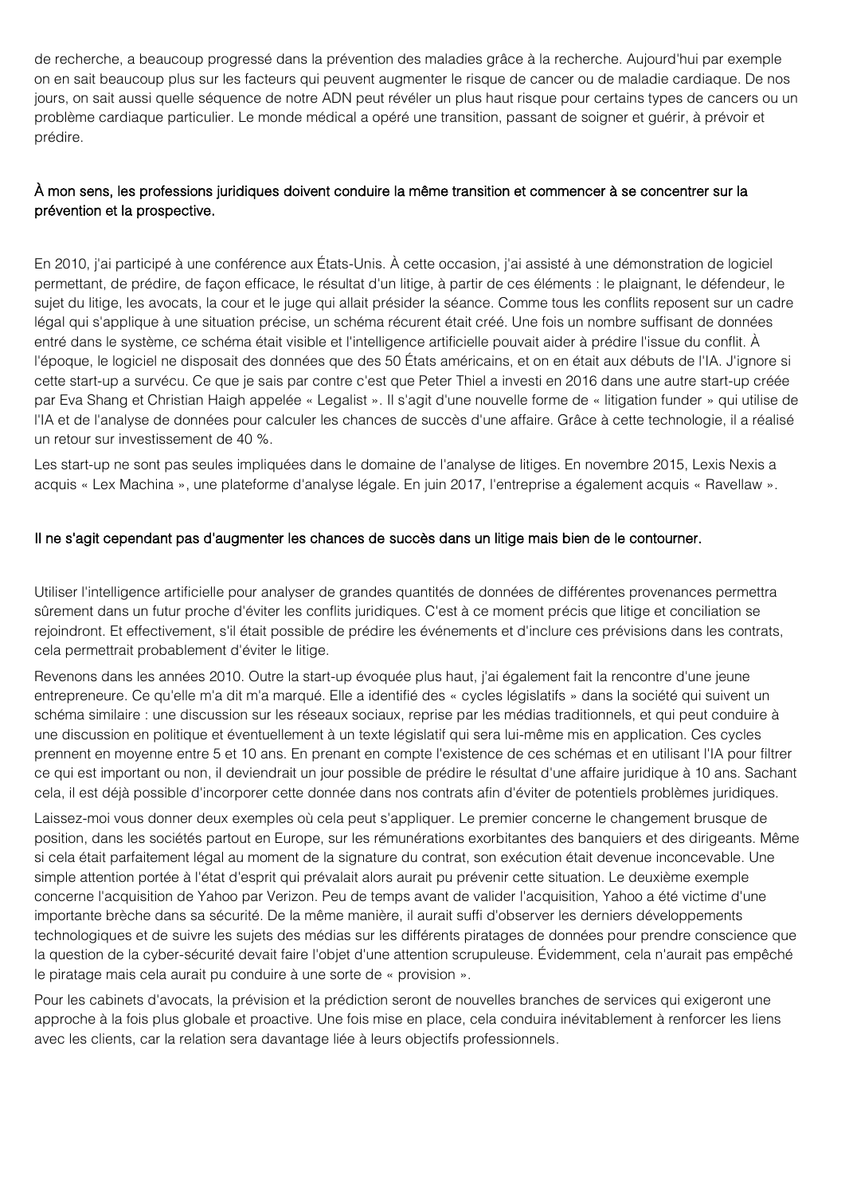de recherche, a beaucoup progressé dans la prévention des maladies grâce à la recherche. Aujourd'hui par exemple on en sait beaucoup plus sur les facteurs qui peuvent augmenter le risque de cancer ou de maladie cardiaque. De nos jours, on sait aussi quelle séquence de notre ADN peut révéler un plus haut risque pour certains types de cancers ou un problème cardiaque particulier. Le monde médical a opéré une transition, passant de soigner et guérir, à prévoir et prédire.

### À mon sens, les professions juridiques doivent conduire la même transition et commencer à se concentrer sur la prévention et la prospective.

En 2010, j'ai participé à une conférence aux États-Unis. À cette occasion, j'ai assisté à une démonstration de logiciel permettant, de prédire, de façon efficace, le résultat d'un litige, à partir de ces éléments : le plaignant, le défendeur, le sujet du litige, les avocats, la cour et le juge qui allait présider la séance. Comme tous les conflits reposent sur un cadre légal qui s'applique à une situation précise, un schéma récurent était créé. Une fois un nombre suffisant de données entré dans le système, ce schéma était visible et l'intelligence artificielle pouvait aider à prédire l'issue du conflit. À l'époque, le logiciel ne disposait des données que des 50 États américains, et on en était aux débuts de l'IA. J'ignore si cette start-up a survécu. Ce que je sais par contre c'est que Peter Thiel a investi en 2016 dans une autre start-up créée par Eva Shang et Christian Haigh appelée « Legalist ». Il s'agit d'une nouvelle forme de « litigation funder » qui utilise de l'IA et de l'analyse de données pour calculer les chances de succès d'une affaire. Grâce à cette technologie, il a réalisé un retour sur investissement de 40 %.

Les start-up ne sont pas seules impliquées dans le domaine de l'analyse de litiges. En novembre 2015, Lexis Nexis a acquis « Lex Machina », une plateforme d'analyse légale. En juin 2017, l'entreprise a également acquis « Ravellaw ».

### Il ne s'agit cependant pas d'augmenter les chances de succès dans un litige mais bien de le contourner.

Utiliser l'intelligence artificielle pour analyser de grandes quantités de données de différentes provenances permettra sûrement dans un futur proche d'éviter les conflits juridiques. C'est à ce moment précis que litige et conciliation se rejoindront. Et effectivement, s'il était possible de prédire les événements et d'inclure ces prévisions dans les contrats, cela permettrait probablement d'éviter le litige.

Revenons dans les années 2010. Outre la start-up évoquée plus haut, j'ai également fait la rencontre d'une jeune entrepreneure. Ce qu'elle m'a dit m'a marqué. Elle a identifié des « cycles législatifs » dans la société qui suivent un schéma similaire : une discussion sur les réseaux sociaux, reprise par les médias traditionnels, et qui peut conduire à une discussion en politique et éventuellement à un texte législatif qui sera lui-même mis en application. Ces cycles prennent en moyenne entre 5 et 10 ans. En prenant en compte l'existence de ces schémas et en utilisant l'IA pour filtrer ce qui est important ou non, il deviendrait un jour possible de prédire le résultat d'une affaire juridique à 10 ans. Sachant cela, il est déjà possible d'incorporer cette donnée dans nos contrats afin d'éviter de potentiels problèmes juridiques.

Laissez-moi vous donner deux exemples où cela peut s'appliquer. Le premier concerne le changement brusque de position, dans les sociétés partout en Europe, sur les rémunérations exorbitantes des banquiers et des dirigeants. Même si cela était parfaitement légal au moment de la signature du contrat, son exécution était devenue inconcevable. Une simple attention portée à l'état d'esprit qui prévalait alors aurait pu prévenir cette situation. Le deuxième exemple concerne l'acquisition de Yahoo par Verizon. Peu de temps avant de valider l'acquisition, Yahoo a été victime d'une importante brèche dans sa sécurité. De la même manière, il aurait suffi d'observer les derniers développements technologiques et de suivre les sujets des médias sur les différents piratages de données pour prendre conscience que la question de la cyber-sécurité devait faire l'objet d'une attention scrupuleuse. Évidemment, cela n'aurait pas empêché le piratage mais cela aurait pu conduire à une sorte de « provision ».

Pour les cabinets d'avocats, la prévision et la prédiction seront de nouvelles branches de services qui exigeront une approche à la fois plus globale et proactive. Une fois mise en place, cela conduira inévitablement à renforcer les liens avec les clients, car la relation sera davantage liée à leurs objectifs professionnels.